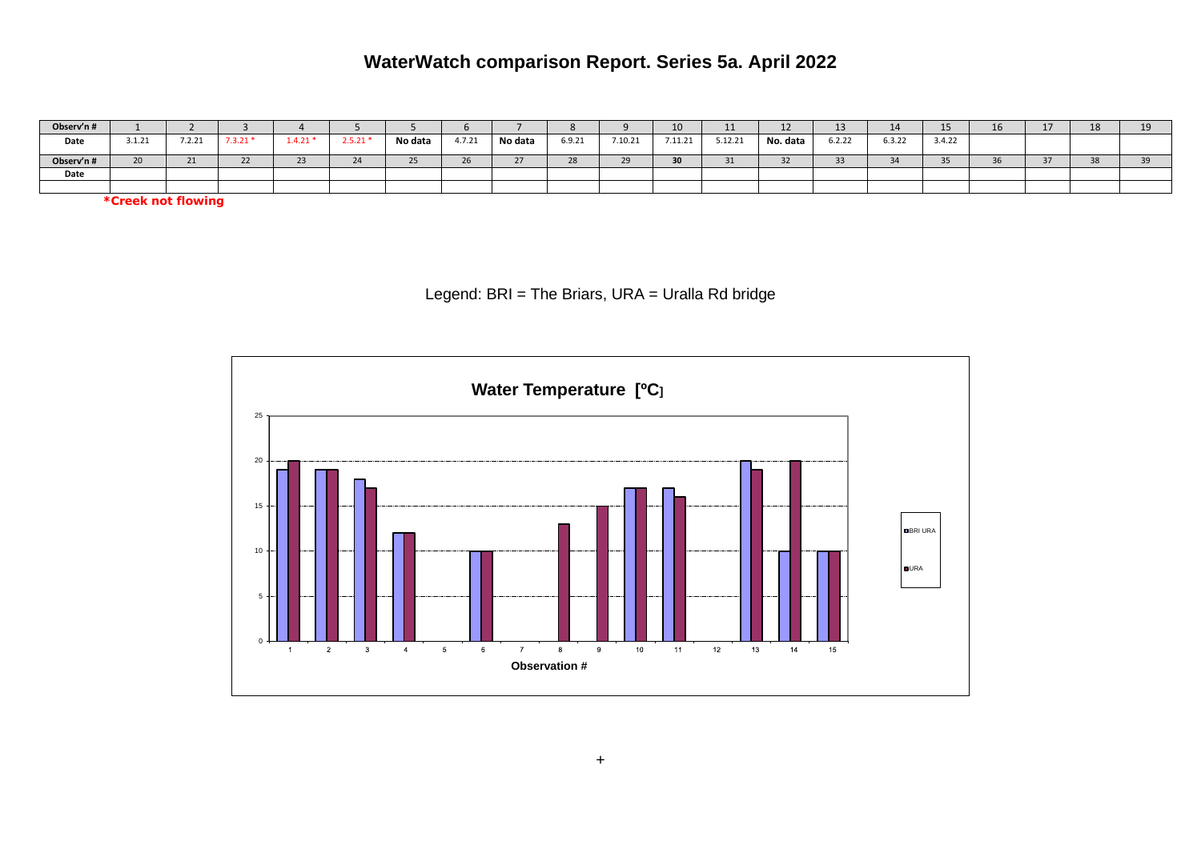# WaterWatch comparison Report. Series 5a. April 2022

| Observ'n # | 1 | 2 | 3 | 4 | 5 | 5 | 6 | 7 | 8 | 9 | 10 | 11 | 12 | 13 | 14 | 15 | 16 | 17 | 18 | 19 |
|---|---|---|---|---|---|---|---|---|---|---|---|---|---|---|---|---|---|---|---|---|
| Date | 3.1.21 | 7.2.21 | 7.3.21 * | 1.4.21 * | 2.5.21 * | No data | 4.7.21 | No data | 6.9.21 | 7.10.21 | 7.11.21 | 5.12.21 | No. data | 6.2.22 | 6.3.22 | 3.4.22 | | | | |
| Observ'n # | 20 | 21 | 22 | 23 | 24 | 25 | 26 | 27 | 28 | 29 | 30 | 31 | 32 | 33 | 34 | 35 | 36 | 37 | 38 | 39 |
| Date | | | | | | | | | | | | | | | | | | | | |
| | | | | | | | | | | | | | | | | | | | | |

**\*Creek not flowing**

Legend: BRI = The Briars, URA = Uralla Rd bridge

**Water Temperature [ºC]**

| Observation # | BRI | URA |
|---|---|---|
| 1 | 19 | 20 |
| 2 | 19 | 19 |
| 3 | 18 | 17 |
| 4 | 12 | 12 |
| 5 | | |
| 6 | 10 | 10 |
| 7 | | |
| 8 | | 13 |
| 9 | | 15 |
| 10 | 17 | 17 |
| 11 | 17 | 16 |
| 12 | | |
| 13 | 20 | 19 |
| 14 | 10 | 20 |
| 15 | 10 | 10 |

+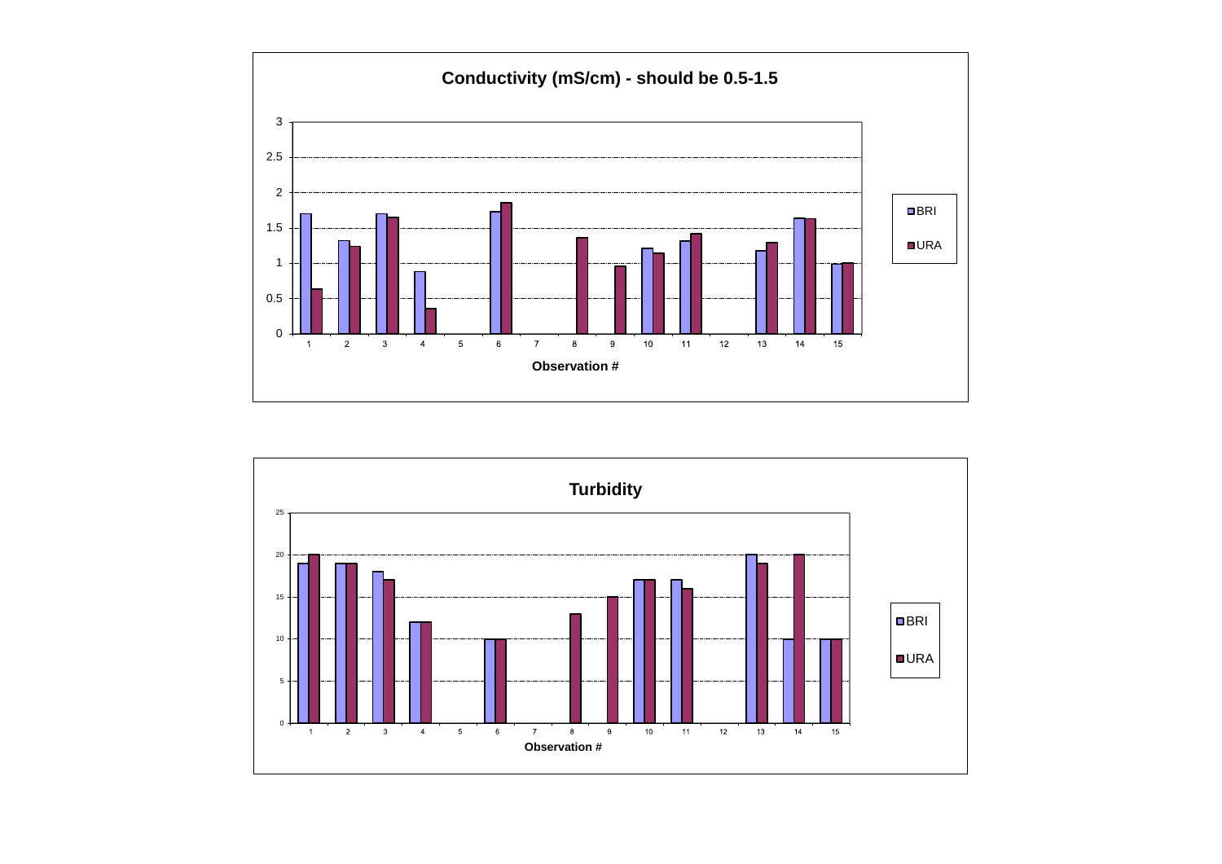**Conductivity (mS/cm) - should be 0.5-1.5**

Legend: BRI, URA

Y-axis: 0, 0.5, 1, 1.5, 2, 2.5, 3

X-axis: Observation # (1–15)

**Turbidity**

Legend: BRI, URA

Y-axis: 0, 5, 10, 15, 20, 25

X-axis: Observation # (1–15)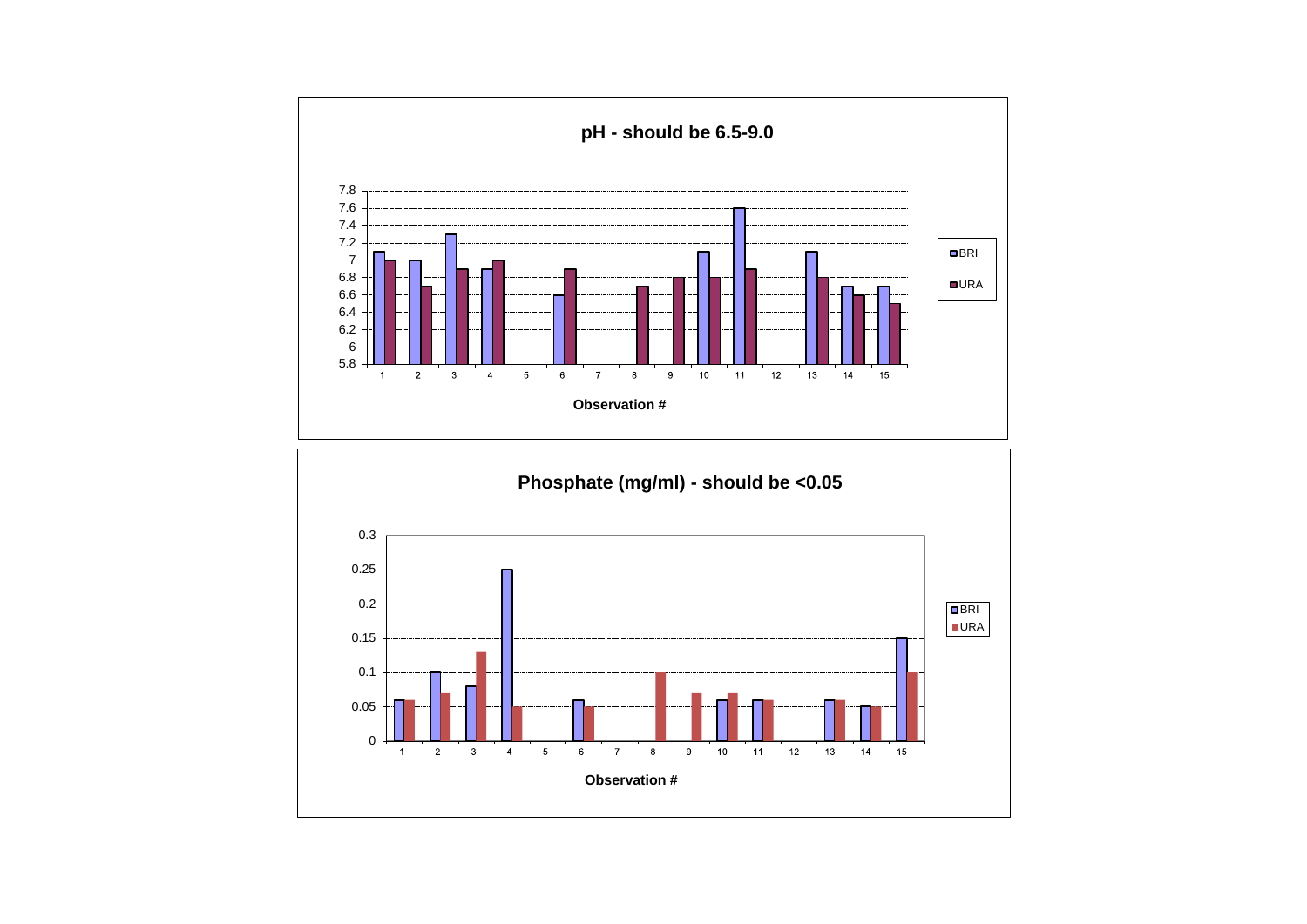**pH - should be 6.5-9.0**

**Observation #**

Legend: BRI, URA

**Phosphate (mg/ml) - should be <0.05**

**Observation #**

Legend: BRI, URA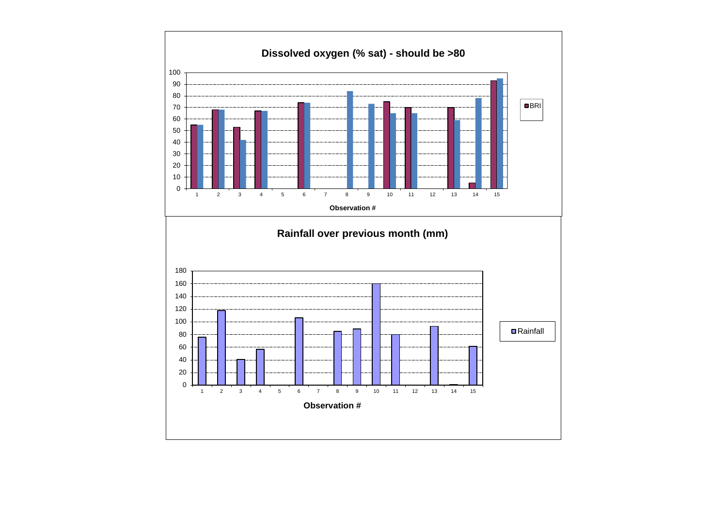**Dissolved oxygen (% sat) - should be >80**

100
90
80
70
60
50
40
30
20
10
0

1 2 3 4 5 6 7 8 9 10 11 12 13 14 15

**Observation #**

BRI

**Rainfall over previous month (mm)**

180
160
140
120
100
80
60
40
20
0

1 2 3 4 5 6 7 8 9 10 11 12 13 14 15

**Observation #**

Rainfall